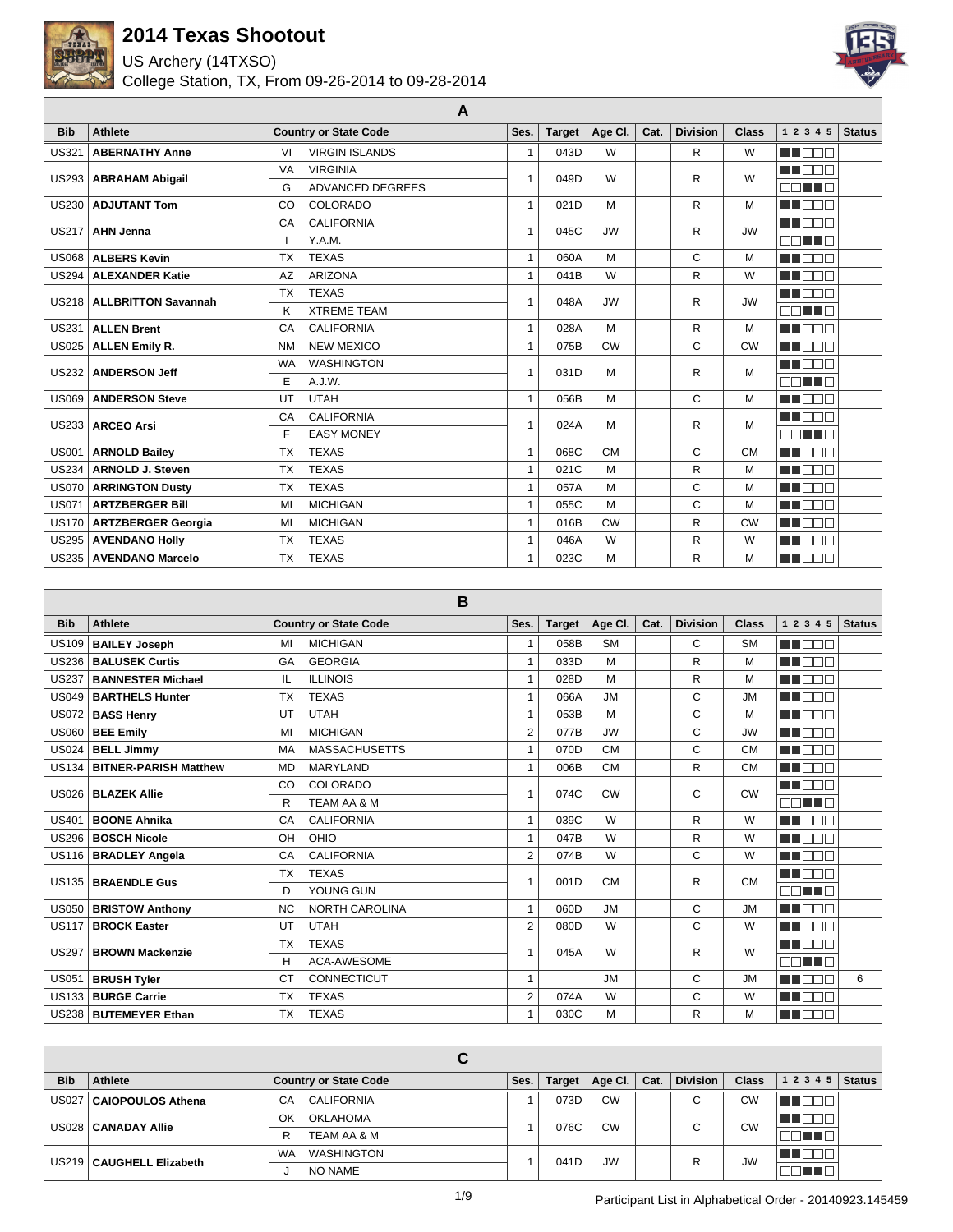# 2014 Texas Shootout

US Archery (14TXSO)

College Station, TX, From 09-26-2014 to 09-28-2014

## A

| Bib | Athlete | Country or State Code | | Ses. | Target | Age Cl. | Cat. | Division | Class | 1 2 3 4 5 | Status |
|---|---|---|---|---|---|---|---|---|---|---|---|
| US321 | **ABERNATHY Anne** | VI | VIRGIN ISLANDS | 1 | 043D | W | | R | W | ■■□□□ | |
| US293 | **ABRAHAM Abigail** | VA | VIRGINIA | 1 | 049D | W | | R | W | ■■□□□ | |
| | | G | ADVANCED DEGREES | | | | | | | □□■■□ | |
| US230 | **ADJUTANT Tom** | CO | COLORADO | 1 | 021D | M | | R | M | ■■□□□ | |
| US217 | **AHN Jenna** | CA | CALIFORNIA | 1 | 045C | JW | | R | JW | ■■□□□ | |
| | | I | Y.A.M. | | | | | | | □□■■□ | |
| US068 | **ALBERS Kevin** | TX | TEXAS | 1 | 060A | M | | C | M | ■■□□□ | |
| US294 | **ALEXANDER Katie** | AZ | ARIZONA | 1 | 041B | W | | R | W | ■■□□□ | |
| US218 | **ALLBRITTON Savannah** | TX | TEXAS | 1 | 048A | JW | | R | JW | ■■□□□ | |
| | | K | XTREME TEAM | | | | | | | □□■■□ | |
| US231 | **ALLEN Brent** | CA | CALIFORNIA | 1 | 028A | M | | R | M | ■■□□□ | |
| US025 | **ALLEN Emily R.** | NM | NEW MEXICO | 1 | 075B | CW | | C | CW | ■■□□□ | |
| US232 | **ANDERSON Jeff** | WA | WASHINGTON | 1 | 031D | M | | R | M | ■■□□□ | |
| | | E | A.J.W. | | | | | | | □□■■□ | |
| US069 | **ANDERSON Steve** | UT | UTAH | 1 | 056B | M | | C | M | ■■□□□ | |
| US233 | **ARCEO Arsi** | CA | CALIFORNIA | 1 | 024A | M | | R | M | ■■□□□ | |
| | | F | EASY MONEY | | | | | | | □□■■□ | |
| US001 | **ARNOLD Bailey** | TX | TEXAS | 1 | 068C | CM | | C | CM | ■■□□□ | |
| US234 | **ARNOLD J. Steven** | TX | TEXAS | 1 | 021C | M | | R | M | ■■□□□ | |
| US070 | **ARRINGTON Dusty** | TX | TEXAS | 1 | 057A | M | | C | M | ■■□□□ | |
| US071 | **ARTZBERGER Bill** | MI | MICHIGAN | 1 | 055C | M | | C | M | ■■□□□ | |
| US170 | **ARTZBERGER Georgia** | MI | MICHIGAN | 1 | 016B | CW | | R | CW | ■■□□□ | |
| US295 | **AVENDANO Holly** | TX | TEXAS | 1 | 046A | W | | R | W | ■■□□□ | |
| US235 | **AVENDANO Marcelo** | TX | TEXAS | 1 | 023C | M | | R | M | ■■□□□ | |

## B

| Bib | Athlete | Country or State Code | | Ses. | Target | Age Cl. | Cat. | Division | Class | 1 2 3 4 5 | Status |
|---|---|---|---|---|---|---|---|---|---|---|---|
| US109 | **BAILEY Joseph** | MI | MICHIGAN | 1 | 058B | SM | | C | SM | ■■□□□ | |
| US236 | **BALUSEK Curtis** | GA | GEORGIA | 1 | 033D | M | | R | M | ■■□□□ | |
| US237 | **BANNESTER Michael** | IL | ILLINOIS | 1 | 028D | M | | R | M | ■■□□□ | |
| US049 | **BARTHELS Hunter** | TX | TEXAS | 1 | 066A | JM | | C | JM | ■■□□□ | |
| US072 | **BASS Henry** | UT | UTAH | 1 | 053B | M | | C | M | ■■□□□ | |
| US060 | **BEE Emily** | MI | MICHIGAN | 2 | 077B | JW | | C | JW | ■■□□□ | |
| US024 | **BELL Jimmy** | MA | MASSACHUSETTS | 1 | 070D | CM | | C | CM | ■■□□□ | |
| US134 | **BITNER-PARISH Matthew** | MD | MARYLAND | 1 | 006B | CM | | R | CM | ■■□□□ | |
| US026 | **BLAZEK Allie** | CO | COLORADO | 1 | 074C | CW | | C | CW | ■■□□□ | |
| | | R | TEAM AA & M | | | | | | | □□■■□ | |
| US401 | **BOONE Ahnika** | CA | CALIFORNIA | 1 | 039C | W | | R | W | ■■□□□ | |
| US296 | **BOSCH Nicole** | OH | OHIO | 1 | 047B | W | | R | W | ■■□□□ | |
| US116 | **BRADLEY Angela** | CA | CALIFORNIA | 2 | 074B | W | | C | W | ■■□□□ | |
| US135 | **BRAENDLE Gus** | TX | TEXAS | 1 | 001D | CM | | R | CM | ■■□□□ | |
| | | D | YOUNG GUN | | | | | | | □□■■□ | |
| US050 | **BRISTOW Anthony** | NC | NORTH CAROLINA | 1 | 060D | JM | | C | JM | ■■□□□ | |
| US117 | **BROCK Easter** | UT | UTAH | 2 | 080D | W | | C | W | ■■□□□ | |
| US297 | **BROWN Mackenzie** | TX | TEXAS | 1 | 045A | W | | R | W | ■■□□□ | |
| | | H | ACA-AWESOME | | | | | | | □□■■□ | |
| US051 | **BRUSH Tyler** | CT | CONNECTICUT | 1 | | JM | | C | JM | ■■□□□ | 6 |
| US133 | **BURGE Carrie** | TX | TEXAS | 2 | 074A | W | | C | W | ■■□□□ | |
| US238 | **BUTEMEYER Ethan** | TX | TEXAS | 1 | 030C | M | | R | M | ■■□□□ | |

## C

| Bib | Athlete | Country or State Code | | Ses. | Target | Age Cl. | Cat. | Division | Class | 1 2 3 4 5 | Status |
|---|---|---|---|---|---|---|---|---|---|---|---|
| US027 | **CAIOPOULOS Athena** | CA | CALIFORNIA | 1 | 073D | CW | | C | CW | ■■□□□ | |
| US028 | **CANADAY Allie** | OK | OKLAHOMA | 1 | 076C | CW | | C | CW | ■■□□□ | |
| | | R | TEAM AA & M | | | | | | | □□■■□ | |
| US219 | **CAUGHELL Elizabeth** | WA | WASHINGTON | 1 | 041D | JW | | R | JW | ■■□□□ | |
| | | J | NO NAME | | | | | | | □□■■□ | |

Participant List in Alphabetical Order - 20140923.145459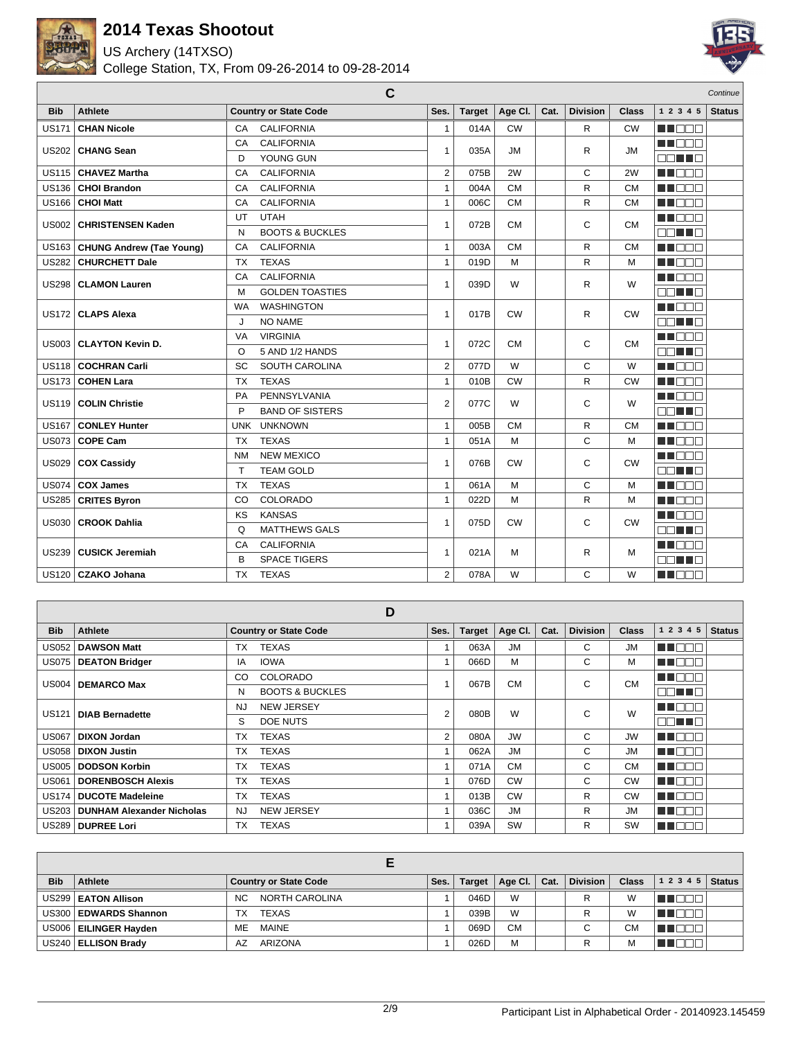# 2014 Texas Shootout

US Archery (14TXSO)

College Station, TX, From 09-26-2014 to 09-28-2014

## C

*Continue*

| Bib | Athlete | Country or State Code | | Ses. | Target | Age Cl. | Cat. | Division | Class | 1 2 3 4 5 | Status |
|---|---|---|---|---|---|---|---|---|---|---|---|
| US171 | **CHAN Nicole** | CA | CALIFORNIA | 1 | 014A | CW | | R | CW | ■■□□□ | |
| US202 | **CHANG Sean** | CA | CALIFORNIA | 1 | 035A | JM | | R | JM | ■■□□□ | |
| | | D | YOUNG GUN | | | | | | | □□■■□ | |
| US115 | **CHAVEZ Martha** | CA | CALIFORNIA | 2 | 075B | 2W | | C | 2W | ■■□□□ | |
| US136 | **CHOI Brandon** | CA | CALIFORNIA | 1 | 004A | CM | | R | CM | ■■□□□ | |
| US166 | **CHOI Matt** | CA | CALIFORNIA | 1 | 006C | CM | | R | CM | ■■□□□ | |
| US002 | **CHRISTENSEN Kaden** | UT | UTAH | 1 | 072B | CM | | C | CM | ■■□□□ | |
| | | N | BOOTS & BUCKLES | | | | | | | □□■■□ | |
| US163 | **CHUNG Andrew (Tae Young)** | CA | CALIFORNIA | 1 | 003A | CM | | R | CM | ■■□□□ | |
| US282 | **CHURCHETT Dale** | TX | TEXAS | 1 | 019D | M | | R | M | ■■□□□ | |
| US298 | **CLAMON Lauren** | CA | CALIFORNIA | 1 | 039D | W | | R | W | ■■□□□ | |
| | | M | GOLDEN TOASTIES | | | | | | | □□■■□ | |
| US172 | **CLAPS Alexa** | WA | WASHINGTON | 1 | 017B | CW | | R | CW | ■■□□□ | |
| | | J | NO NAME | | | | | | | □□■■□ | |
| US003 | **CLAYTON Kevin D.** | VA | VIRGINIA | 1 | 072C | CM | | C | CM | ■■□□□ | |
| | | O | 5 AND 1/2 HANDS | | | | | | | □□■■□ | |
| US118 | **COCHRAN Carli** | SC | SOUTH CAROLINA | 2 | 077D | W | | C | W | ■■□□□ | |
| US173 | **COHEN Lara** | TX | TEXAS | 1 | 010B | CW | | R | CW | ■■□□□ | |
| US119 | **COLIN Christie** | PA | PENNSYLVANIA | 2 | 077C | W | | C | W | ■■□□□ | |
| | | P | BAND OF SISTERS | | | | | | | □□■■□ | |
| US167 | **CONLEY Hunter** | UNK | UNKNOWN | 1 | 005B | CM | | R | CM | ■■□□□ | |
| US073 | **COPE Cam** | TX | TEXAS | 1 | 051A | M | | C | M | ■■□□□ | |
| US029 | **COX Cassidy** | NM | NEW MEXICO | 1 | 076B | CW | | C | CW | ■■□□□ | |
| | | T | TEAM GOLD | | | | | | | □□■■□ | |
| US074 | **COX James** | TX | TEXAS | 1 | 061A | M | | C | M | ■■□□□ | |
| US285 | **CRITES Byron** | CO | COLORADO | 1 | 022D | M | | R | M | ■■□□□ | |
| US030 | **CROOK Dahlia** | KS | KANSAS | 1 | 075D | CW | | C | CW | ■■□□□ | |
| | | Q | MATTHEWS GALS | | | | | | | □□■■□ | |
| US239 | **CUSICK Jeremiah** | CA | CALIFORNIA | 1 | 021A | M | | R | M | ■■□□□ | |
| | | B | SPACE TIGERS | | | | | | | □□■■□ | |
| US120 | **CZAKO Johana** | TX | TEXAS | 2 | 078A | W | | C | W | ■■□□□ | |

## D

| Bib | Athlete | Country or State Code | | Ses. | Target | Age Cl. | Cat. | Division | Class | 1 2 3 4 5 | Status |
|---|---|---|---|---|---|---|---|---|---|---|---|
| US052 | **DAWSON Matt** | TX | TEXAS | 1 | 063A | JM | | C | JM | ■■□□□ | |
| US075 | **DEATON Bridger** | IA | IOWA | 1 | 066D | M | | C | M | ■■□□□ | |
| US004 | **DEMARCO Max** | CO | COLORADO | 1 | 067B | CM | | C | CM | ■■□□□ | |
| | | N | BOOTS & BUCKLES | | | | | | | □□■■□ | |
| US121 | **DIAB Bernadette** | NJ | NEW JERSEY | 2 | 080B | W | | C | W | ■■□□□ | |
| | | S | DOE NUTS | | | | | | | □□■■□ | |
| US067 | **DIXON Jordan** | TX | TEXAS | 2 | 080A | JW | | C | JW | ■■□□□ | |
| US058 | **DIXON Justin** | TX | TEXAS | 1 | 062A | JM | | C | JM | ■■□□□ | |
| US005 | **DODSON Korbin** | TX | TEXAS | 1 | 071A | CM | | C | CM | ■■□□□ | |
| US061 | **DORENBOSCH Alexis** | TX | TEXAS | 1 | 076D | CW | | C | CW | ■■□□□ | |
| US174 | **DUCOTE Madeleine** | TX | TEXAS | 1 | 013B | CW | | R | CW | ■■□□□ | |
| US203 | **DUNHAM Alexander Nicholas** | NJ | NEW JERSEY | 1 | 036C | JM | | R | JM | ■■□□□ | |
| US289 | **DUPREE Lori** | TX | TEXAS | 1 | 039A | SW | | R | SW | ■■□□□ | |

## E

| Bib | Athlete | Country or State Code | | Ses. | Target | Age Cl. | Cat. | Division | Class | 1 2 3 4 5 | Status |
|---|---|---|---|---|---|---|---|---|---|---|---|
| US299 | **EATON Allison** | NC | NORTH CAROLINA | 1 | 046D | W | | R | W | ■■□□□ | |
| US300 | **EDWARDS Shannon** | TX | TEXAS | 1 | 039B | W | | R | W | ■■□□□ | |
| US006 | **EILINGER Hayden** | ME | MAINE | 1 | 069D | CM | | C | CM | ■■□□□ | |
| US240 | **ELLISON Brady** | AZ | ARIZONA | 1 | 026D | M | | R | M | ■■□□□ | |

Participant List in Alphabetical Order - 20140923.145459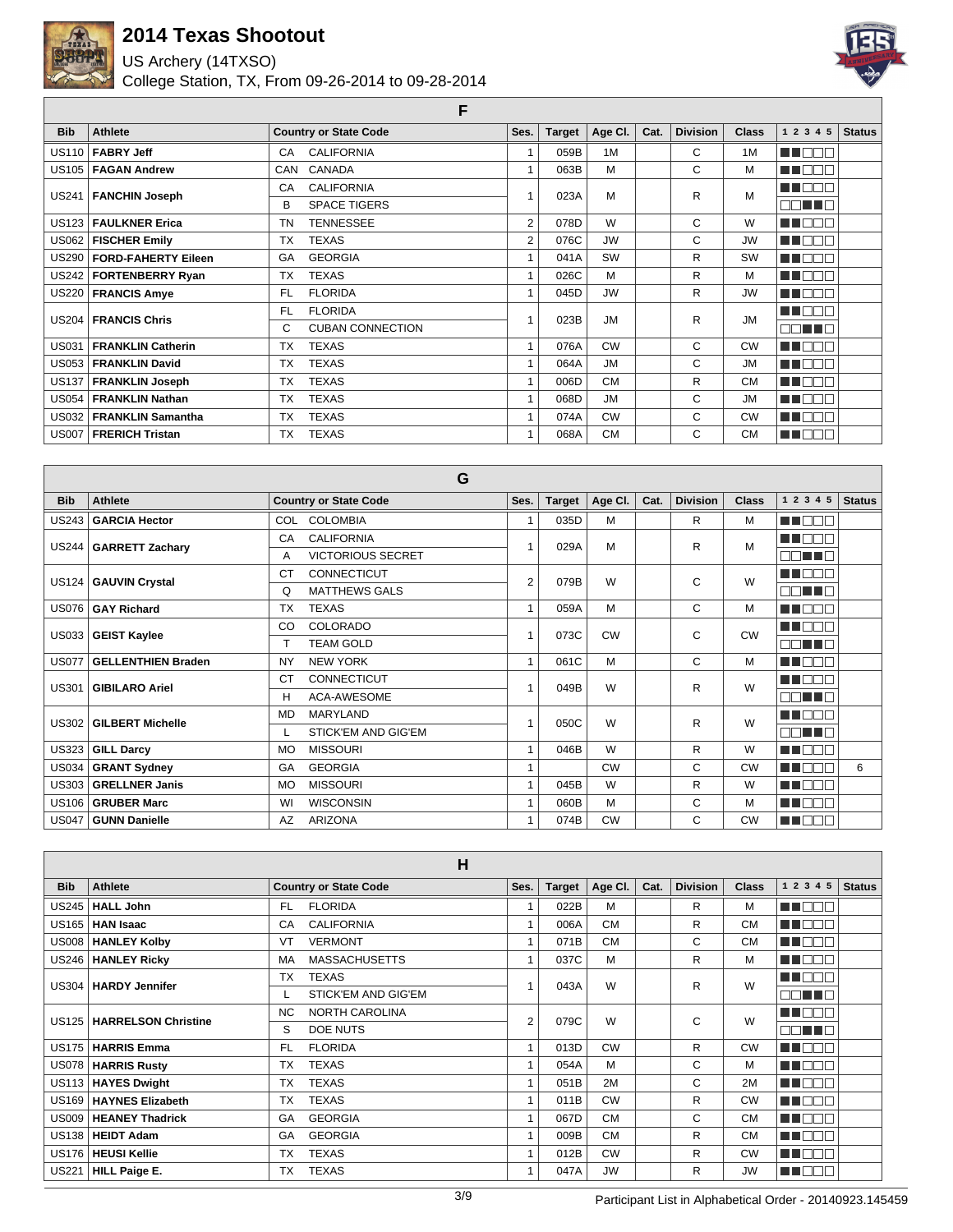# 2014 Texas Shootout

US Archery (14TXSO)

College Station, TX, From 09-26-2014 to 09-28-2014

## F

| Bib | Athlete | Country or State Code | | Ses. | Target | Age Cl. | Cat. | Division | Class | 1 2 3 4 5 | Status |
|---|---|---|---|---|---|---|---|---|---|---|---|
| US110 | **FABRY Jeff** | CA | CALIFORNIA | 1 | 059B | 1M | | C | 1M | | |
| US105 | **FAGAN Andrew** | CAN | CANADA | 1 | 063B | M | | C | M | | |
| US241 | **FANCHIN Joseph** | CA | CALIFORNIA | 1 | 023A | M | | R | M | | |
| | | B | SPACE TIGERS | | | | | | | | |
| US123 | **FAULKNER Erica** | TN | TENNESSEE | 2 | 078D | W | | C | W | | |
| US062 | **FISCHER Emily** | TX | TEXAS | 2 | 076C | JW | | C | JW | | |
| US290 | **FORD-FAHERTY Eileen** | GA | GEORGIA | 1 | 041A | SW | | R | SW | | |
| US242 | **FORTENBERRY Ryan** | TX | TEXAS | 1 | 026C | M | | R | M | | |
| US220 | **FRANCIS Amye** | FL | FLORIDA | 1 | 045D | JW | | R | JW | | |
| US204 | **FRANCIS Chris** | FL | FLORIDA | 1 | 023B | JM | | R | JM | | |
| | | C | CUBAN CONNECTION | | | | | | | | |
| US031 | **FRANKLIN Catherin** | TX | TEXAS | 1 | 076A | CW | | C | CW | | |
| US053 | **FRANKLIN David** | TX | TEXAS | 1 | 064A | JM | | C | JM | | |
| US137 | **FRANKLIN Joseph** | TX | TEXAS | 1 | 006D | CM | | R | CM | | |
| US054 | **FRANKLIN Nathan** | TX | TEXAS | 1 | 068D | JM | | C | JM | | |
| US032 | **FRANKLIN Samantha** | TX | TEXAS | 1 | 074A | CW | | C | CW | | |
| US007 | **FRERICH Tristan** | TX | TEXAS | 1 | 068A | CM | | C | CM | | |

## G

| Bib | Athlete | Country or State Code | | Ses. | Target | Age Cl. | Cat. | Division | Class | 1 2 3 4 5 | Status |
|---|---|---|---|---|---|---|---|---|---|---|---|
| US243 | **GARCIA Hector** | COL | COLOMBIA | 1 | 035D | M | | R | M | | |
| US244 | **GARRETT Zachary** | CA | CALIFORNIA | 1 | 029A | M | | R | M | | |
| | | A | VICTORIOUS SECRET | | | | | | | | |
| US124 | **GAUVIN Crystal** | CT | CONNECTICUT | 2 | 079B | W | | C | W | | |
| | | Q | MATTHEWS GALS | | | | | | | | |
| US076 | **GAY Richard** | TX | TEXAS | 1 | 059A | M | | C | M | | |
| US033 | **GEIST Kaylee** | CO | COLORADO | 1 | 073C | CW | | C | CW | | |
| | | T | TEAM GOLD | | | | | | | | |
| US077 | **GELLENTHIEN Braden** | NY | NEW YORK | 1 | 061C | M | | C | M | | |
| US301 | **GIBILARO Ariel** | CT | CONNECTICUT | 1 | 049B | W | | R | W | | |
| | | H | ACA-AWESOME | | | | | | | | |
| US302 | **GILBERT Michelle** | MD | MARYLAND | 1 | 050C | W | | R | W | | |
| | | L | STICK'EM AND GIG'EM | | | | | | | | |
| US323 | **GILL Darcy** | MO | MISSOURI | 1 | 046B | W | | R | W | | |
| US034 | **GRANT Sydney** | GA | GEORGIA | 1 | | CW | | C | CW | | 6 |
| US303 | **GRELLNER Janis** | MO | MISSOURI | 1 | 045B | W | | R | W | | |
| US106 | **GRUBER Marc** | WI | WISCONSIN | 1 | 060B | M | | C | M | | |
| US047 | **GUNN Danielle** | AZ | ARIZONA | 1 | 074B | CW | | C | CW | | |

## H

| Bib | Athlete | Country or State Code | | Ses. | Target | Age Cl. | Cat. | Division | Class | 1 2 3 4 5 | Status |
|---|---|---|---|---|---|---|---|---|---|---|---|
| US245 | **HALL John** | FL | FLORIDA | 1 | 022B | M | | R | M | | |
| US165 | **HAN Isaac** | CA | CALIFORNIA | 1 | 006A | CM | | R | CM | | |
| US008 | **HANLEY Kolby** | VT | VERMONT | 1 | 071B | CM | | C | CM | | |
| US246 | **HANLEY Ricky** | MA | MASSACHUSETTS | 1 | 037C | M | | R | M | | |
| US304 | **HARDY Jennifer** | TX | TEXAS | 1 | 043A | W | | R | W | | |
| | | L | STICK'EM AND GIG'EM | | | | | | | | |
| US125 | **HARRELSON Christine** | NC | NORTH CAROLINA | 2 | 079C | W | | C | W | | |
| | | S | DOE NUTS | | | | | | | | |
| US175 | **HARRIS Emma** | FL | FLORIDA | 1 | 013D | CW | | R | CW | | |
| US078 | **HARRIS Rusty** | TX | TEXAS | 1 | 054A | M | | C | M | | |
| US113 | **HAYES Dwight** | TX | TEXAS | 1 | 051B | 2M | | C | 2M | | |
| US169 | **HAYNES Elizabeth** | TX | TEXAS | 1 | 011B | CW | | R | CW | | |
| US009 | **HEANEY Thadrick** | GA | GEORGIA | 1 | 067D | CM | | C | CM | | |
| US138 | **HEIDT Adam** | GA | GEORGIA | 1 | 009B | CM | | R | CM | | |
| US176 | **HEUSI Kellie** | TX | TEXAS | 1 | 012B | CW | | R | CW | | |
| US221 | **HILL Paige E.** | TX | TEXAS | 1 | 047A | JW | | R | JW | | |

Participant List in Alphabetical Order - 20140923.145459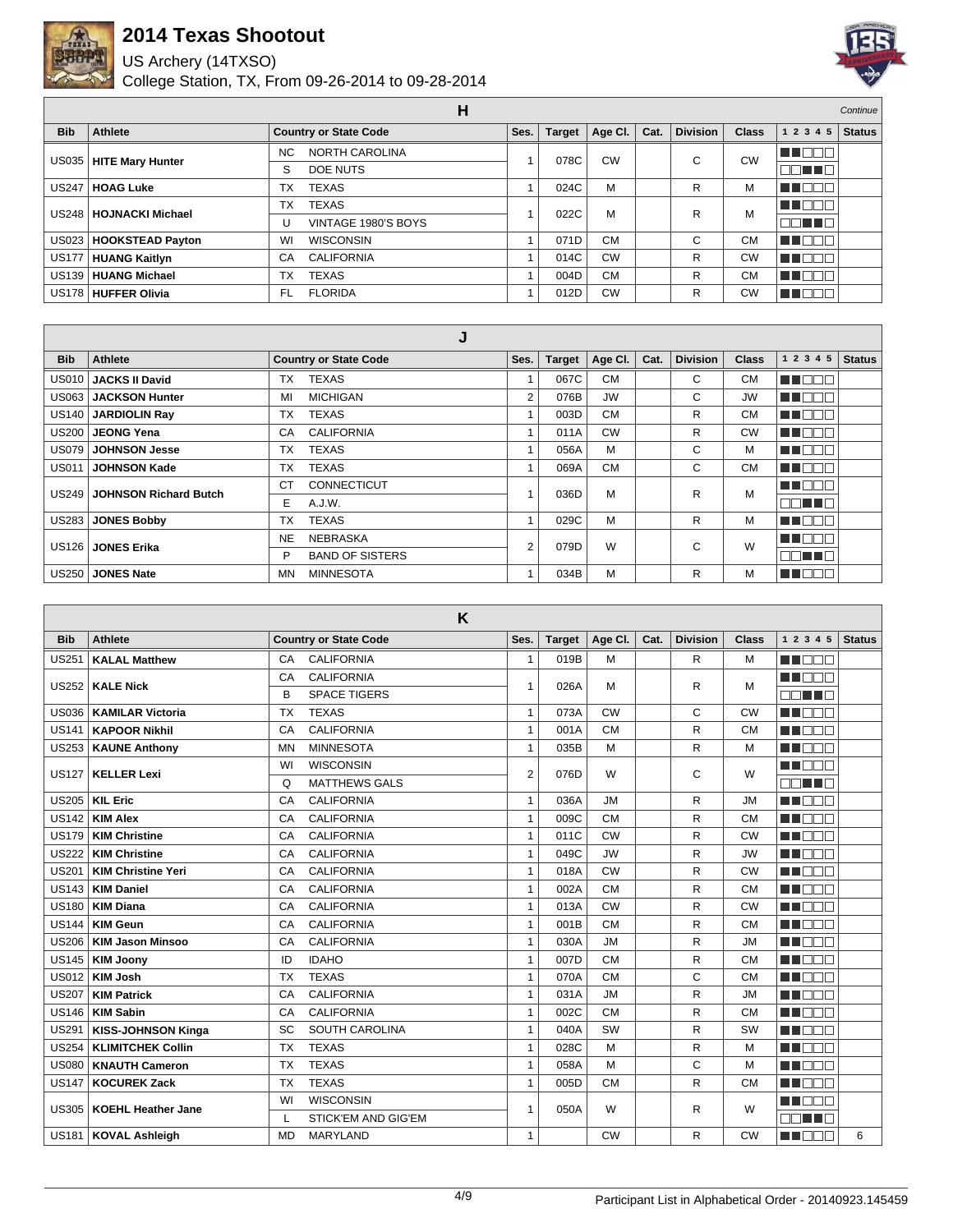# 2014 Texas Shootout

US Archery (14TXSO)

College Station, TX, From 09-26-2014 to 09-28-2014

## H

*Continue*

| Bib | Athlete | Country or State Code | | Ses. | Target | Age Cl. | Cat. | Division | Class | 1 2 3 4 5 | Status |
|---|---|---|---|---|---|---|---|---|---|---|---|
| US035 | **HITE Mary Hunter** | NC | NORTH CAROLINA | 1 | 078C | CW | | C | CW | ■■□□□ | |
| | | S | DOE NUTS | | | | | | | □□■■□ | |
| US247 | **HOAG Luke** | TX | TEXAS | 1 | 024C | M | | R | M | ■■□□□ | |
| US248 | **HOJNACKI Michael** | TX | TEXAS | 1 | 022C | M | | R | M | ■■□□□ | |
| | | U | VINTAGE 1980'S BOYS | | | | | | | □□■■□ | |
| US023 | **HOOKSTEAD Payton** | WI | WISCONSIN | 1 | 071D | CM | | C | CM | ■■□□□ | |
| US177 | **HUANG Kaitlyn** | CA | CALIFORNIA | 1 | 014C | CW | | R | CW | ■■□□□ | |
| US139 | **HUANG Michael** | TX | TEXAS | 1 | 004D | CM | | R | CM | ■■□□□ | |
| US178 | **HUFFER Olivia** | FL | FLORIDA | 1 | 012D | CW | | R | CW | ■■□□□ | |

## J

| Bib | Athlete | Country or State Code | | Ses. | Target | Age Cl. | Cat. | Division | Class | 1 2 3 4 5 | Status |
|---|---|---|---|---|---|---|---|---|---|---|---|
| US010 | **JACKS II David** | TX | TEXAS | 1 | 067C | CM | | C | CM | ■■□□□ | |
| US063 | **JACKSON Hunter** | MI | MICHIGAN | 2 | 076B | JW | | C | JW | ■■□□□ | |
| US140 | **JARDIOLIN Ray** | TX | TEXAS | 1 | 003D | CM | | R | CM | ■■□□□ | |
| US200 | **JEONG Yena** | CA | CALIFORNIA | 1 | 011A | CW | | R | CW | ■■□□□ | |
| US079 | **JOHNSON Jesse** | TX | TEXAS | 1 | 056A | M | | C | M | ■■□□□ | |
| US011 | **JOHNSON Kade** | TX | TEXAS | 1 | 069A | CM | | C | CM | ■■□□□ | |
| US249 | **JOHNSON Richard Butch** | CT | CONNECTICUT | 1 | 036D | M | | R | M | ■■□□□ | |
| | | E | A.J.W. | | | | | | | □□■■□ | |
| US283 | **JONES Bobby** | TX | TEXAS | 1 | 029C | M | | R | M | ■■□□□ | |
| US126 | **JONES Erika** | NE | NEBRASKA | 2 | 079D | W | | C | W | ■■□□□ | |
| | | P | BAND OF SISTERS | | | | | | | □□■■□ | |
| US250 | **JONES Nate** | MN | MINNESOTA | 1 | 034B | M | | R | M | ■■□□□ | |

## K

| Bib | Athlete | Country or State Code | | Ses. | Target | Age Cl. | Cat. | Division | Class | 1 2 3 4 5 | Status |
|---|---|---|---|---|---|---|---|---|---|---|---|
| US251 | **KALAL Matthew** | CA | CALIFORNIA | 1 | 019B | M | | R | M | ■■□□□ | |
| US252 | **KALE Nick** | CA | CALIFORNIA | 1 | 026A | M | | R | M | ■■□□□ | |
| | | B | SPACE TIGERS | | | | | | | □□■■□ | |
| US036 | **KAMILAR Victoria** | TX | TEXAS | 1 | 073A | CW | | C | CW | ■■□□□ | |
| US141 | **KAPOOR Nikhil** | CA | CALIFORNIA | 1 | 001A | CM | | R | CM | ■■□□□ | |
| US253 | **KAUNE Anthony** | MN | MINNESOTA | 1 | 035B | M | | R | M | ■■□□□ | |
| US127 | **KELLER Lexi** | WI | WISCONSIN | 2 | 076D | W | | C | W | ■■□□□ | |
| | | Q | MATTHEWS GALS | | | | | | | □□■■□ | |
| US205 | **KIL Eric** | CA | CALIFORNIA | 1 | 036A | JM | | R | JM | ■■□□□ | |
| US142 | **KIM Alex** | CA | CALIFORNIA | 1 | 009C | CM | | R | CM | ■■□□□ | |
| US179 | **KIM Christine** | CA | CALIFORNIA | 1 | 011C | CW | | R | CW | ■■□□□ | |
| US222 | **KIM Christine** | CA | CALIFORNIA | 1 | 049C | JW | | R | JW | ■■□□□ | |
| US201 | **KIM Christine Yeri** | CA | CALIFORNIA | 1 | 018A | CW | | R | CW | ■■□□□ | |
| US143 | **KIM Daniel** | CA | CALIFORNIA | 1 | 002A | CM | | R | CM | ■■□□□ | |
| US180 | **KIM Diana** | CA | CALIFORNIA | 1 | 013A | CW | | R | CW | ■■□□□ | |
| US144 | **KIM Geun** | CA | CALIFORNIA | 1 | 001B | CM | | R | CM | ■■□□□ | |
| US206 | **KIM Jason Minsoo** | CA | CALIFORNIA | 1 | 030A | JM | | R | JM | ■■□□□ | |
| US145 | **KIM Joony** | ID | IDAHO | 1 | 007D | CM | | R | CM | ■■□□□ | |
| US012 | **KIM Josh** | TX | TEXAS | 1 | 070A | CM | | C | CM | ■■□□□ | |
| US207 | **KIM Patrick** | CA | CALIFORNIA | 1 | 031A | JM | | R | JM | ■■□□□ | |
| US146 | **KIM Sabin** | CA | CALIFORNIA | 1 | 002C | CM | | R | CM | ■■□□□ | |
| US291 | **KISS-JOHNSON Kinga** | SC | SOUTH CAROLINA | 1 | 040A | SW | | R | SW | ■■□□□ | |
| US254 | **KLIMITCHEK Collin** | TX | TEXAS | 1 | 028C | M | | R | M | ■■□□□ | |
| US080 | **KNAUTH Cameron** | TX | TEXAS | 1 | 058A | M | | C | M | ■■□□□ | |
| US147 | **KOCUREK Zack** | TX | TEXAS | 1 | 005D | CM | | R | CM | ■■□□□ | |
| US305 | **KOEHL Heather Jane** | WI | WISCONSIN | 1 | 050A | W | | R | W | ■■□□□ | |
| | | L | STICK'EM AND GIG'EM | | | | | | | □□■■□ | |
| US181 | **KOVAL Ashleigh** | MD | MARYLAND | 1 | | CW | | R | CW | ■■□□□ | 6 |

Participant List in Alphabetical Order - 20140923.145459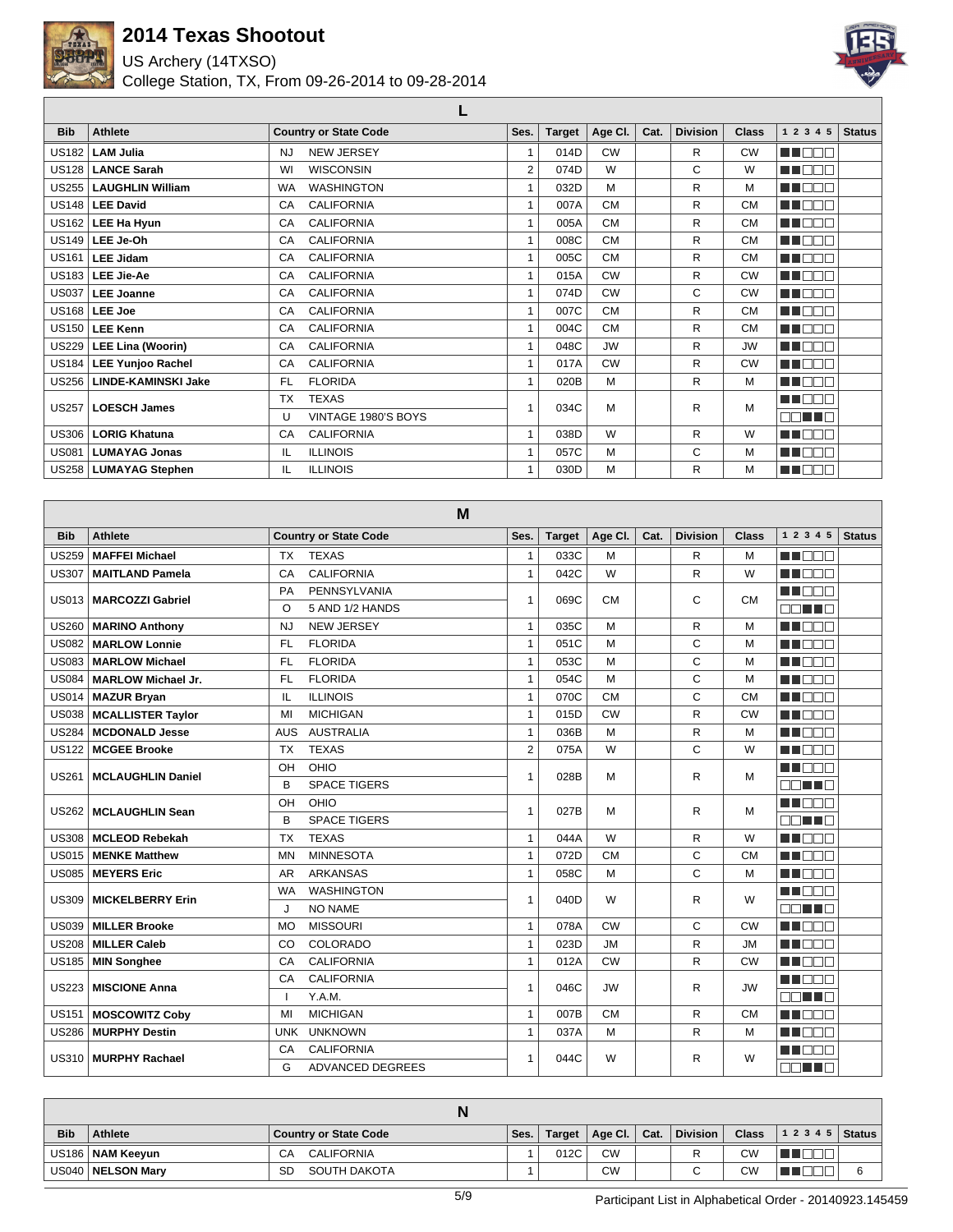# 2014 Texas Shootout

US Archery (14TXSO)

College Station, TX, From 09-26-2014 to 09-28-2014

## L

| Bib | Athlete | Country or State Code | | Ses. | Target | Age Cl. | Cat. | Division | Class | 1 2 3 4 5 | Status |
|---|---|---|---|---|---|---|---|---|---|---|---|
| US182 | **LAM Julia** | NJ | NEW JERSEY | 1 | 014D | CW | | R | CW | ■■□□□ | |
| US128 | **LANCE Sarah** | WI | WISCONSIN | 2 | 074D | W | | C | W | ■■□□□ | |
| US255 | **LAUGHLIN William** | WA | WASHINGTON | 1 | 032D | M | | R | M | ■■□□□ | |
| US148 | **LEE David** | CA | CALIFORNIA | 1 | 007A | CM | | R | CM | ■■□□□ | |
| US162 | **LEE Ha Hyun** | CA | CALIFORNIA | 1 | 005A | CM | | R | CM | ■■□□□ | |
| US149 | **LEE Je-Oh** | CA | CALIFORNIA | 1 | 008C | CM | | R | CM | ■■□□□ | |
| US161 | **LEE Jidam** | CA | CALIFORNIA | 1 | 005C | CM | | R | CM | ■■□□□ | |
| US183 | **LEE Jie-Ae** | CA | CALIFORNIA | 1 | 015A | CW | | R | CW | ■■□□□ | |
| US037 | **LEE Joanne** | CA | CALIFORNIA | 1 | 074D | CW | | C | CW | ■■□□□ | |
| US168 | **LEE Joe** | CA | CALIFORNIA | 1 | 007C | CM | | R | CM | ■■□□□ | |
| US150 | **LEE Kenn** | CA | CALIFORNIA | 1 | 004C | CM | | R | CM | ■■□□□ | |
| US229 | **LEE Lina (Woorin)** | CA | CALIFORNIA | 1 | 048C | JW | | R | JW | ■■□□□ | |
| US184 | **LEE Yunjoo Rachel** | CA | CALIFORNIA | 1 | 017A | CW | | R | CW | ■■□□□ | |
| US256 | **LINDE-KAMINSKI Jake** | FL | FLORIDA | 1 | 020B | M | | R | M | ■■□□□ | |
| US257 | **LOESCH James** | TX | TEXAS | 1 | 034C | M | | R | M | ■■□□□ | |
| | | U | VINTAGE 1980'S BOYS | | | | | | | □□■■□ | |
| US306 | **LORIG Khatuna** | CA | CALIFORNIA | 1 | 038D | W | | R | W | ■■□□□ | |
| US081 | **LUMAYAG Jonas** | IL | ILLINOIS | 1 | 057C | M | | C | M | ■■□□□ | |
| US258 | **LUMAYAG Stephen** | IL | ILLINOIS | 1 | 030D | M | | R | M | ■■□□□ | |

## M

| Bib | Athlete | Country or State Code | | Ses. | Target | Age Cl. | Cat. | Division | Class | 1 2 3 4 5 | Status |
|---|---|---|---|---|---|---|---|---|---|---|---|
| US259 | **MAFFEI Michael** | TX | TEXAS | 1 | 033C | M | | R | M | ■■□□□ | |
| US307 | **MAITLAND Pamela** | CA | CALIFORNIA | 1 | 042C | W | | R | W | ■■□□□ | |
| US013 | **MARCOZZI Gabriel** | PA | PENNSYLVANIA | 1 | 069C | CM | | C | CM | ■■□□□ | |
| | | O | 5 AND 1/2 HANDS | | | | | | | □□■■□ | |
| US260 | **MARINO Anthony** | NJ | NEW JERSEY | 1 | 035C | M | | R | M | ■■□□□ | |
| US082 | **MARLOW Lonnie** | FL | FLORIDA | 1 | 051C | M | | C | M | ■■□□□ | |
| US083 | **MARLOW Michael** | FL | FLORIDA | 1 | 053C | M | | C | M | ■■□□□ | |
| US084 | **MARLOW Michael Jr.** | FL | FLORIDA | 1 | 054C | M | | C | M | ■■□□□ | |
| US014 | **MAZUR Bryan** | IL | ILLINOIS | 1 | 070C | CM | | C | CM | ■■□□□ | |
| US038 | **MCALLISTER Taylor** | MI | MICHIGAN | 1 | 015D | CW | | R | CW | ■■□□□ | |
| US284 | **MCDONALD Jesse** | AUS | AUSTRALIA | 1 | 036B | M | | R | M | ■■□□□ | |
| US122 | **MCGEE Brooke** | TX | TEXAS | 2 | 075A | W | | C | W | ■■□□□ | |
| US261 | **MCLAUGHLIN Daniel** | OH | OHIO | 1 | 028B | M | | R | M | ■■□□□ | |
| | | B | SPACE TIGERS | | | | | | | □□■■□ | |
| US262 | **MCLAUGHLIN Sean** | OH | OHIO | 1 | 027B | M | | R | M | ■■□□□ | |
| | | B | SPACE TIGERS | | | | | | | □□■■□ | |
| US308 | **MCLEOD Rebekah** | TX | TEXAS | 1 | 044A | W | | R | W | ■■□□□ | |
| US015 | **MENKE Matthew** | MN | MINNESOTA | 1 | 072D | CM | | C | CM | ■■□□□ | |
| US085 | **MEYERS Eric** | AR | ARKANSAS | 1 | 058C | M | | C | M | ■■□□□ | |
| US309 | **MICKELBERRY Erin** | WA | WASHINGTON | 1 | 040D | W | | R | W | ■■□□□ | |
| | | J | NO NAME | | | | | | | □□■■□ | |
| US039 | **MILLER Brooke** | MO | MISSOURI | 1 | 078A | CW | | C | CW | ■■□□□ | |
| US208 | **MILLER Caleb** | CO | COLORADO | 1 | 023D | JM | | R | JM | ■■□□□ | |
| US185 | **MIN Songhee** | CA | CALIFORNIA | 1 | 012A | CW | | R | CW | ■■□□□ | |
| US223 | **MISCIONE Anna** | CA | CALIFORNIA | 1 | 046C | JW | | R | JW | ■■□□□ | |
| | | I | Y.A.M. | | | | | | | □□■■□ | |
| US151 | **MOSCOWITZ Coby** | MI | MICHIGAN | 1 | 007B | CM | | R | CM | ■■□□□ | |
| US286 | **MURPHY Destin** | UNK | UNKNOWN | 1 | 037A | M | | R | M | ■■□□□ | |
| US310 | **MURPHY Rachael** | CA | CALIFORNIA | 1 | 044C | W | | R | W | ■■□□□ | |
| | | G | ADVANCED DEGREES | | | | | | | □□■■□ | |

## N

| Bib | Athlete | Country or State Code | | Ses. | Target | Age Cl. | Cat. | Division | Class | 1 2 3 4 5 | Status |
|---|---|---|---|---|---|---|---|---|---|---|---|
| US186 | **NAM Keeyun** | CA | CALIFORNIA | 1 | 012C | CW | | R | CW | ■■□□□ | |
| US040 | **NELSON Mary** | SD | SOUTH DAKOTA | 1 | | CW | | C | CW | ■■□□□ | 6 |

Participant List in Alphabetical Order - 20140923.145459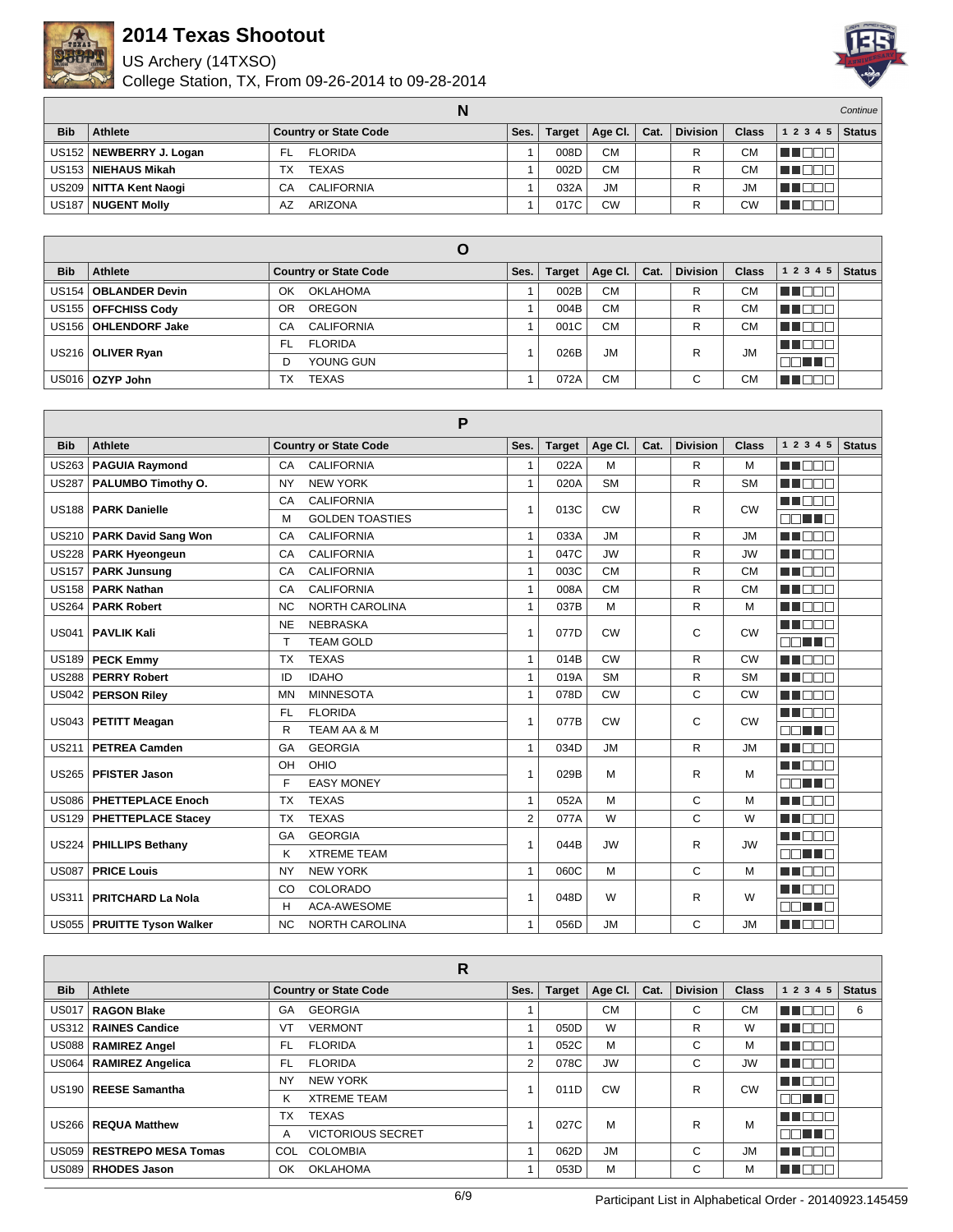# 2014 Texas Shootout

US Archery (14TXSO)

College Station, TX, From 09-26-2014 to 09-28-2014

## N

*Continue*

| Bib | Athlete | Country or State Code | | Ses. | Target | Age Cl. | Cat. | Division | Class | 1 2 3 4 5 | Status |
|---|---|---|---|---|---|---|---|---|---|---|---|
| US152 | **NEWBERRY J. Logan** | FL | FLORIDA | 1 | 008D | CM | | R | CM | ■■□□□ | |
| US153 | **NIEHAUS Mikah** | TX | TEXAS | 1 | 002D | CM | | R | CM | ■■□□□ | |
| US209 | **NITTA Kent Naogi** | CA | CALIFORNIA | 1 | 032A | JM | | R | JM | ■■□□□ | |
| US187 | **NUGENT Molly** | AZ | ARIZONA | 1 | 017C | CW | | R | CW | ■■□□□ | |

## O

| Bib | Athlete | Country or State Code | | Ses. | Target | Age Cl. | Cat. | Division | Class | 1 2 3 4 5 | Status |
|---|---|---|---|---|---|---|---|---|---|---|---|
| US154 | **OBLANDER Devin** | OK | OKLAHOMA | 1 | 002B | CM | | R | CM | ■■□□□ | |
| US155 | **OFFCHISS Cody** | OR | OREGON | 1 | 004B | CM | | R | CM | ■■□□□ | |
| US156 | **OHLENDORF Jake** | CA | CALIFORNIA | 1 | 001C | CM | | R | CM | ■■□□□ | |
| US216 | **OLIVER Ryan** | FL | FLORIDA | 1 | 026B | JM | | R | JM | ■■□□□ | |
| | | D | YOUNG GUN | | | | | | | □□■■□ | |
| US016 | **OZYP John** | TX | TEXAS | 1 | 072A | CM | | C | CM | ■■□□□ | |

## P

| Bib | Athlete | Country or State Code | | Ses. | Target | Age Cl. | Cat. | Division | Class | 1 2 3 4 5 | Status |
|---|---|---|---|---|---|---|---|---|---|---|---|
| US263 | **PAGUIA Raymond** | CA | CALIFORNIA | 1 | 022A | M | | R | M | ■■□□□ | |
| US287 | **PALUMBO Timothy O.** | NY | NEW YORK | 1 | 020A | SM | | R | SM | ■■□□□ | |
| US188 | **PARK Danielle** | CA | CALIFORNIA | 1 | 013C | CW | | R | CW | ■■□□□ | |
| | | M | GOLDEN TOASTIES | | | | | | | □□■■□ | |
| US210 | **PARK David Sang Won** | CA | CALIFORNIA | 1 | 033A | JM | | R | JM | ■■□□□ | |
| US228 | **PARK Hyeongeun** | CA | CALIFORNIA | 1 | 047C | JW | | R | JW | ■■□□□ | |
| US157 | **PARK Junsung** | CA | CALIFORNIA | 1 | 003C | CM | | R | CM | ■■□□□ | |
| US158 | **PARK Nathan** | CA | CALIFORNIA | 1 | 008A | CM | | R | CM | ■■□□□ | |
| US264 | **PARK Robert** | NC | NORTH CAROLINA | 1 | 037B | M | | R | M | ■■□□□ | |
| US041 | **PAVLIK Kali** | NE | NEBRASKA | 1 | 077D | CW | | C | CW | ■■□□□ | |
| | | T | TEAM GOLD | | | | | | | □□■■□ | |
| US189 | **PECK Emmy** | TX | TEXAS | 1 | 014B | CW | | R | CW | ■■□□□ | |
| US288 | **PERRY Robert** | ID | IDAHO | 1 | 019A | SM | | R | SM | ■■□□□ | |
| US042 | **PERSON Riley** | MN | MINNESOTA | 1 | 078D | CW | | C | CW | ■■□□□ | |
| US043 | **PETITT Meagan** | FL | FLORIDA | 1 | 077B | CW | | C | CW | ■■□□□ | |
| | | R | TEAM AA & M | | | | | | | □□■■□ | |
| US211 | **PETREA Camden** | GA | GEORGIA | 1 | 034D | JM | | R | JM | ■■□□□ | |
| US265 | **PFISTER Jason** | OH | OHIO | 1 | 029B | M | | R | M | ■■□□□ | |
| | | F | EASY MONEY | | | | | | | □□■■□ | |
| US086 | **PHETTEPLACE Enoch** | TX | TEXAS | 1 | 052A | M | | C | M | ■■□□□ | |
| US129 | **PHETTEPLACE Stacey** | TX | TEXAS | 2 | 077A | W | | C | W | ■■□□□ | |
| US224 | **PHILLIPS Bethany** | GA | GEORGIA | 1 | 044B | JW | | R | JW | ■■□□□ | |
| | | K | XTREME TEAM | | | | | | | □□■■□ | |
| US087 | **PRICE Louis** | NY | NEW YORK | 1 | 060C | M | | C | M | ■■□□□ | |
| US311 | **PRITCHARD La Nola** | CO | COLORADO | 1 | 048D | W | | R | W | ■■□□□ | |
| | | H | ACA-AWESOME | | | | | | | □□■■□ | |
| US055 | **PRUITTE Tyson Walker** | NC | NORTH CAROLINA | 1 | 056D | JM | | C | JM | ■■□□□ | |

## R

| Bib | Athlete | Country or State Code | | Ses. | Target | Age Cl. | Cat. | Division | Class | 1 2 3 4 5 | Status |
|---|---|---|---|---|---|---|---|---|---|---|---|
| US017 | **RAGON Blake** | GA | GEORGIA | 1 | | CM | | C | CM | ■■□□□ | 6 |
| US312 | **RAINES Candice** | VT | VERMONT | 1 | 050D | W | | R | W | ■■□□□ | |
| US088 | **RAMIREZ Angel** | FL | FLORIDA | 1 | 052C | M | | C | M | ■■□□□ | |
| US064 | **RAMIREZ Angelica** | FL | FLORIDA | 2 | 078C | JW | | C | JW | ■■□□□ | |
| US190 | **REESE Samantha** | NY | NEW YORK | 1 | 011D | CW | | R | CW | ■■□□□ | |
| | | K | XTREME TEAM | | | | | | | □□■■□ | |
| US266 | **REQUA Matthew** | TX | TEXAS | 1 | 027C | M | | R | M | ■■□□□ | |
| | | A | VICTORIOUS SECRET | | | | | | | □□■■□ | |
| US059 | **RESTREPO MESA Tomas** | COL | COLOMBIA | 1 | 062D | JM | | C | JM | ■■□□□ | |
| US089 | **RHODES Jason** | OK | OKLAHOMA | 1 | 053D | M | | C | M | ■■□□□ | |

Participant List in Alphabetical Order - 20140923.145459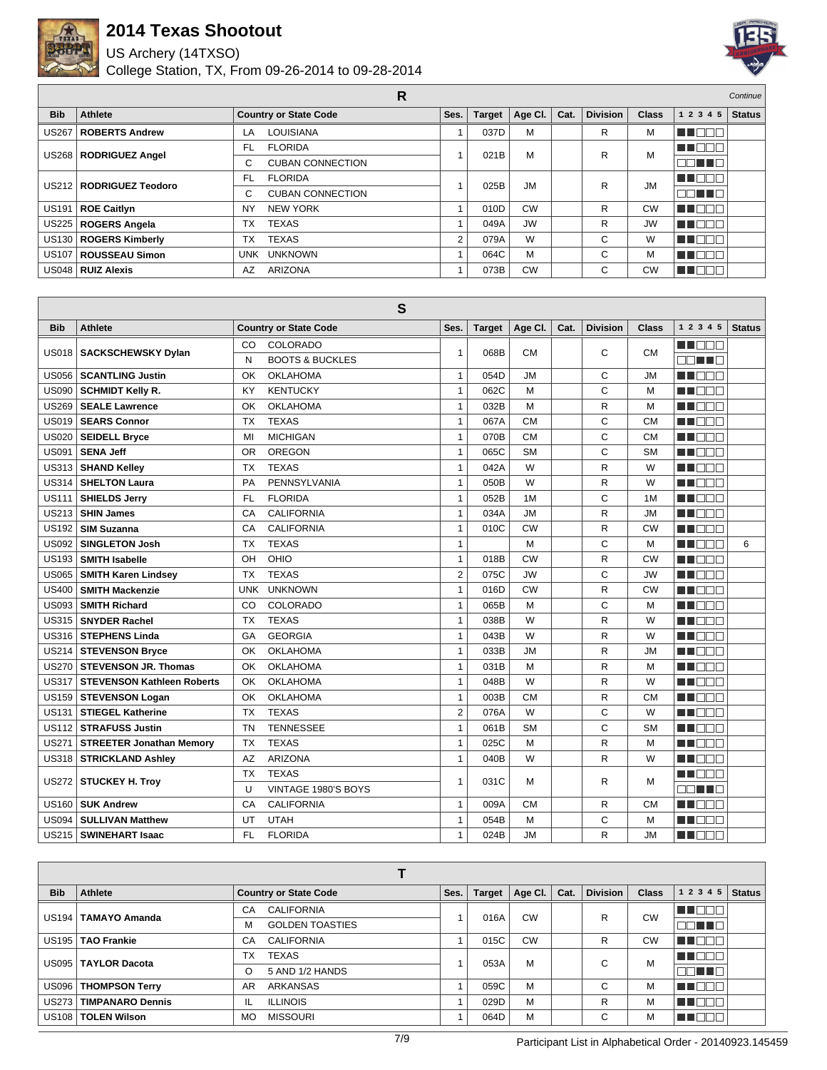# 2014 Texas Shootout

US Archery (14TXSO)

College Station, TX, From 09-26-2014 to 09-28-2014

## R

*Continue*

| Bib | Athlete | Country or State Code | | Ses. | Target | Age Cl. | Cat. | Division | Class | 1 2 3 4 5 | Status |
|---|---|---|---|---|---|---|---|---|---|---|---|
| US267 | **ROBERTS Andrew** | LA | LOUISIANA | 1 | 037D | M | | R | M | | |
| US268 | **RODRIGUEZ Angel** | FL | FLORIDA | 1 | 021B | M | | R | M | | |
| | | C | CUBAN CONNECTION | | | | | | | | |
| US212 | **RODRIGUEZ Teodoro** | FL | FLORIDA | 1 | 025B | JM | | R | JM | | |
| | | C | CUBAN CONNECTION | | | | | | | | |
| US191 | **ROE Caitlyn** | NY | NEW YORK | 1 | 010D | CW | | R | CW | | |
| US225 | **ROGERS Angela** | TX | TEXAS | 1 | 049A | JW | | R | JW | | |
| US130 | **ROGERS Kimberly** | TX | TEXAS | 2 | 079A | W | | C | W | | |
| US107 | **ROUSSEAU Simon** | UNK | UNKNOWN | 1 | 064C | M | | C | M | | |
| US048 | **RUIZ Alexis** | AZ | ARIZONA | 1 | 073B | CW | | C | CW | | |

## S

| Bib | Athlete | Country or State Code | | Ses. | Target | Age Cl. | Cat. | Division | Class | 1 2 3 4 5 | Status |
|---|---|---|---|---|---|---|---|---|---|---|---|
| US018 | **SACKSCHEWSKY Dylan** | CO | COLORADO | 1 | 068B | CM | | C | CM | | |
| | | N | BOOTS & BUCKLES | | | | | | | | |
| US056 | **SCANTLING Justin** | OK | OKLAHOMA | 1 | 054D | JM | | C | JM | | |
| US090 | **SCHMIDT Kelly R.** | KY | KENTUCKY | 1 | 062C | M | | C | M | | |
| US269 | **SEALE Lawrence** | OK | OKLAHOMA | 1 | 032B | M | | R | M | | |
| US019 | **SEARS Connor** | TX | TEXAS | 1 | 067A | CM | | C | CM | | |
| US020 | **SEIDELL Bryce** | MI | MICHIGAN | 1 | 070B | CM | | C | CM | | |
| US091 | **SENA Jeff** | OR | OREGON | 1 | 065C | SM | | C | SM | | |
| US313 | **SHAND Kelley** | TX | TEXAS | 1 | 042A | W | | R | W | | |
| US314 | **SHELTON Laura** | PA | PENNSYLVANIA | 1 | 050B | W | | R | W | | |
| US111 | **SHIELDS Jerry** | FL | FLORIDA | 1 | 052B | 1M | | C | 1M | | |
| US213 | **SHIN James** | CA | CALIFORNIA | 1 | 034A | JM | | R | JM | | |
| US192 | **SIM Suzanna** | CA | CALIFORNIA | 1 | 010C | CW | | R | CW | | |
| US092 | **SINGLETON Josh** | TX | TEXAS | 1 | | M | | C | M | | 6 |
| US193 | **SMITH Isabelle** | OH | OHIO | 1 | 018B | CW | | R | CW | | |
| US065 | **SMITH Karen Lindsey** | TX | TEXAS | 2 | 075C | JW | | C | JW | | |
| US400 | **SMITH Mackenzie** | UNK | UNKNOWN | 1 | 016D | CW | | R | CW | | |
| US093 | **SMITH Richard** | CO | COLORADO | 1 | 065B | M | | C | M | | |
| US315 | **SNYDER Rachel** | TX | TEXAS | 1 | 038B | W | | R | W | | |
| US316 | **STEPHENS Linda** | GA | GEORGIA | 1 | 043B | W | | R | W | | |
| US214 | **STEVENSON Bryce** | OK | OKLAHOMA | 1 | 033B | JM | | R | JM | | |
| US270 | **STEVENSON JR. Thomas** | OK | OKLAHOMA | 1 | 031B | M | | R | M | | |
| US317 | **STEVENSON Kathleen Roberts** | OK | OKLAHOMA | 1 | 048B | W | | R | W | | |
| US159 | **STEVENSON Logan** | OK | OKLAHOMA | 1 | 003B | CM | | R | CM | | |
| US131 | **STIEGEL Katherine** | TX | TEXAS | 2 | 076A | W | | C | W | | |
| US112 | **STRAFUSS Justin** | TN | TENNESSEE | 1 | 061B | SM | | C | SM | | |
| US271 | **STREETER Jonathan Memory** | TX | TEXAS | 1 | 025C | M | | R | M | | |
| US318 | **STRICKLAND Ashley** | AZ | ARIZONA | 1 | 040B | W | | R | W | | |
| US272 | **STUCKEY H. Troy** | TX | TEXAS | 1 | 031C | M | | R | M | | |
| | | U | VINTAGE 1980'S BOYS | | | | | | | | |
| US160 | **SUK Andrew** | CA | CALIFORNIA | 1 | 009A | CM | | R | CM | | |
| US094 | **SULLIVAN Matthew** | UT | UTAH | 1 | 054B | M | | C | M | | |
| US215 | **SWINEHART Isaac** | FL | FLORIDA | 1 | 024B | JM | | R | JM | | |

## T

| Bib | Athlete | Country or State Code | | Ses. | Target | Age Cl. | Cat. | Division | Class | 1 2 3 4 5 | Status |
|---|---|---|---|---|---|---|---|---|---|---|---|
| US194 | **TAMAYO Amanda** | CA | CALIFORNIA | 1 | 016A | CW | | R | CW | | |
| | | M | GOLDEN TOASTIES | | | | | | | | |
| US195 | **TAO Frankie** | CA | CALIFORNIA | 1 | 015C | CW | | R | CW | | |
| US095 | **TAYLOR Dacota** | TX | TEXAS | 1 | 053A | M | | C | M | | |
| | | O | 5 AND 1/2 HANDS | | | | | | | | |
| US096 | **THOMPSON Terry** | AR | ARKANSAS | 1 | 059C | M | | C | M | | |
| US273 | **TIMPANARO Dennis** | IL | ILLINOIS | 1 | 029D | M | | R | M | | |
| US108 | **TOLEN Wilson** | MO | MISSOURI | 1 | 064D | M | | C | M | | |

Participant List in Alphabetical Order - 20140923.145459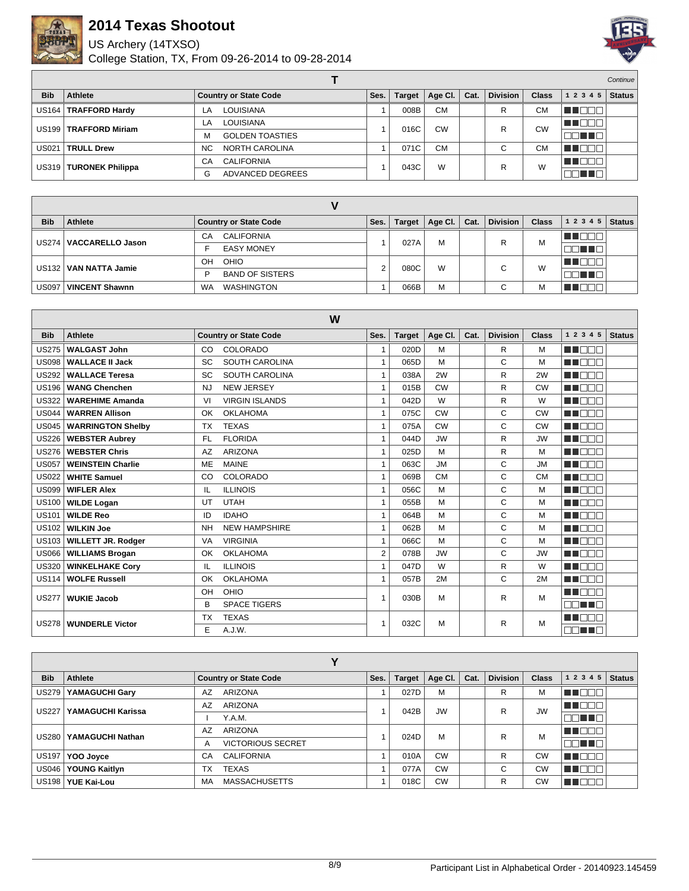# 2014 Texas Shootout

US Archery (14TXSO)

College Station, TX, From 09-26-2014 to 09-28-2014

## T

*Continue*

| Bib | Athlete | Country or State Code | Ses. | Target | Age Cl. | Cat. | Division | Class | 1 2 3 4 5 | Status |
|---|---|---|---|---|---|---|---|---|---|---|
| US164 | **TRAFFORD Hardy** | LA LOUISIANA | 1 | 008B | CM | | R | CM | ■■□□□ | |
| US199 | **TRAFFORD Miriam** | LA LOUISIANA | 1 | 016C | CW | | R | CW | ■■□□□ | |
| | | M GOLDEN TOASTIES | | | | | | | □□■■□ | |
| US021 | **TRULL Drew** | NC NORTH CAROLINA | 1 | 071C | CM | | C | CM | ■■□□□ | |
| US319 | **TURONEK Philippa** | CA CALIFORNIA | 1 | 043C | W | | R | W | ■■□□□ | |
| | | G ADVANCED DEGREES | | | | | | | □□■■□ | |

## V

| Bib | Athlete | Country or State Code | Ses. | Target | Age Cl. | Cat. | Division | Class | 1 2 3 4 5 | Status |
|---|---|---|---|---|---|---|---|---|---|---|
| US274 | **VACCARELLO Jason** | CA CALIFORNIA | 1 | 027A | M | | R | M | ■■□□□ | |
| | | F EASY MONEY | | | | | | | □□■■□ | |
| US132 | **VAN NATTA Jamie** | OH OHIO | 2 | 080C | W | | C | W | ■■□□□ | |
| | | P BAND OF SISTERS | | | | | | | □□■■□ | |
| US097 | **VINCENT Shawnn** | WA WASHINGTON | 1 | 066B | M | | C | M | ■■□□□ | |

## W

| Bib | Athlete | Country or State Code | Ses. | Target | Age Cl. | Cat. | Division | Class | 1 2 3 4 5 | Status |
|---|---|---|---|---|---|---|---|---|---|---|
| US275 | **WALGAST John** | CO COLORADO | 1 | 020D | M | | R | M | ■■□□□ | |
| US098 | **WALLACE II Jack** | SC SOUTH CAROLINA | 1 | 065D | M | | C | M | ■■□□□ | |
| US292 | **WALLACE Teresa** | SC SOUTH CAROLINA | 1 | 038A | 2W | | R | 2W | ■■□□□ | |
| US196 | **WANG Chenchen** | NJ NEW JERSEY | 1 | 015B | CW | | R | CW | ■■□□□ | |
| US322 | **WAREHIME Amanda** | VI VIRGIN ISLANDS | 1 | 042D | W | | R | W | ■■□□□ | |
| US044 | **WARREN Allison** | OK OKLAHOMA | 1 | 075C | CW | | C | CW | ■■□□□ | |
| US045 | **WARRINGTON Shelby** | TX TEXAS | 1 | 075A | CW | | C | CW | ■■□□□ | |
| US226 | **WEBSTER Aubrey** | FL FLORIDA | 1 | 044D | JW | | R | JW | ■■□□□ | |
| US276 | **WEBSTER Chris** | AZ ARIZONA | 1 | 025D | M | | R | M | ■■□□□ | |
| US057 | **WEINSTEIN Charlie** | ME MAINE | 1 | 063C | JM | | C | JM | ■■□□□ | |
| US022 | **WHITE Samuel** | CO COLORADO | 1 | 069B | CM | | C | CM | ■■□□□ | |
| US099 | **WIFLER Alex** | IL ILLINOIS | 1 | 056C | M | | C | M | ■■□□□ | |
| US100 | **WILDE Logan** | UT UTAH | 1 | 055B | M | | C | M | ■■□□□ | |
| US101 | **WILDE Reo** | ID IDAHO | 1 | 064B | M | | C | M | ■■□□□ | |
| US102 | **WILKIN Joe** | NH NEW HAMPSHIRE | 1 | 062B | M | | C | M | ■■□□□ | |
| US103 | **WILLETT JR. Rodger** | VA VIRGINIA | 1 | 066C | M | | C | M | ■■□□□ | |
| US066 | **WILLIAMS Brogan** | OK OKLAHOMA | 2 | 078B | JW | | C | JW | ■■□□□ | |
| US320 | **WINKELHAKE Cory** | IL ILLINOIS | 1 | 047D | W | | R | W | ■■□□□ | |
| US114 | **WOLFE Russell** | OK OKLAHOMA | 1 | 057B | 2M | | C | 2M | ■■□□□ | |
| US277 | **WUKIE Jacob** | OH OHIO | 1 | 030B | M | | R | M | ■■□□□ | |
| | | B SPACE TIGERS | | | | | | | □□■■□ | |
| US278 | **WUNDERLE Victor** | TX TEXAS | 1 | 032C | M | | R | M | ■■□□□ | |
| | | E A.J.W. | | | | | | | □□■■□ | |

## Y

| Bib | Athlete | Country or State Code | Ses. | Target | Age Cl. | Cat. | Division | Class | 1 2 3 4 5 | Status |
|---|---|---|---|---|---|---|---|---|---|---|
| US279 | **YAMAGUCHI Gary** | AZ ARIZONA | 1 | 027D | M | | R | M | ■■□□□ | |
| US227 | **YAMAGUCHI Karissa** | AZ ARIZONA | 1 | 042B | JW | | R | JW | ■■□□□ | |
| | | I Y.A.M. | | | | | | | □□■■□ | |
| US280 | **YAMAGUCHI Nathan** | AZ ARIZONA | 1 | 024D | M | | R | M | ■■□□□ | |
| | | A VICTORIOUS SECRET | | | | | | | □□■■□ | |
| US197 | **YOO Joyce** | CA CALIFORNIA | 1 | 010A | CW | | R | CW | ■■□□□ | |
| US046 | **YOUNG Kaitlyn** | TX TEXAS | 1 | 077A | CW | | C | CW | ■■□□□ | |
| US198 | **YUE Kai-Lou** | MA MASSACHUSETTS | 1 | 018C | CW | | R | CW | ■■□□□ | |

Participant List in Alphabetical Order - 20140923.145459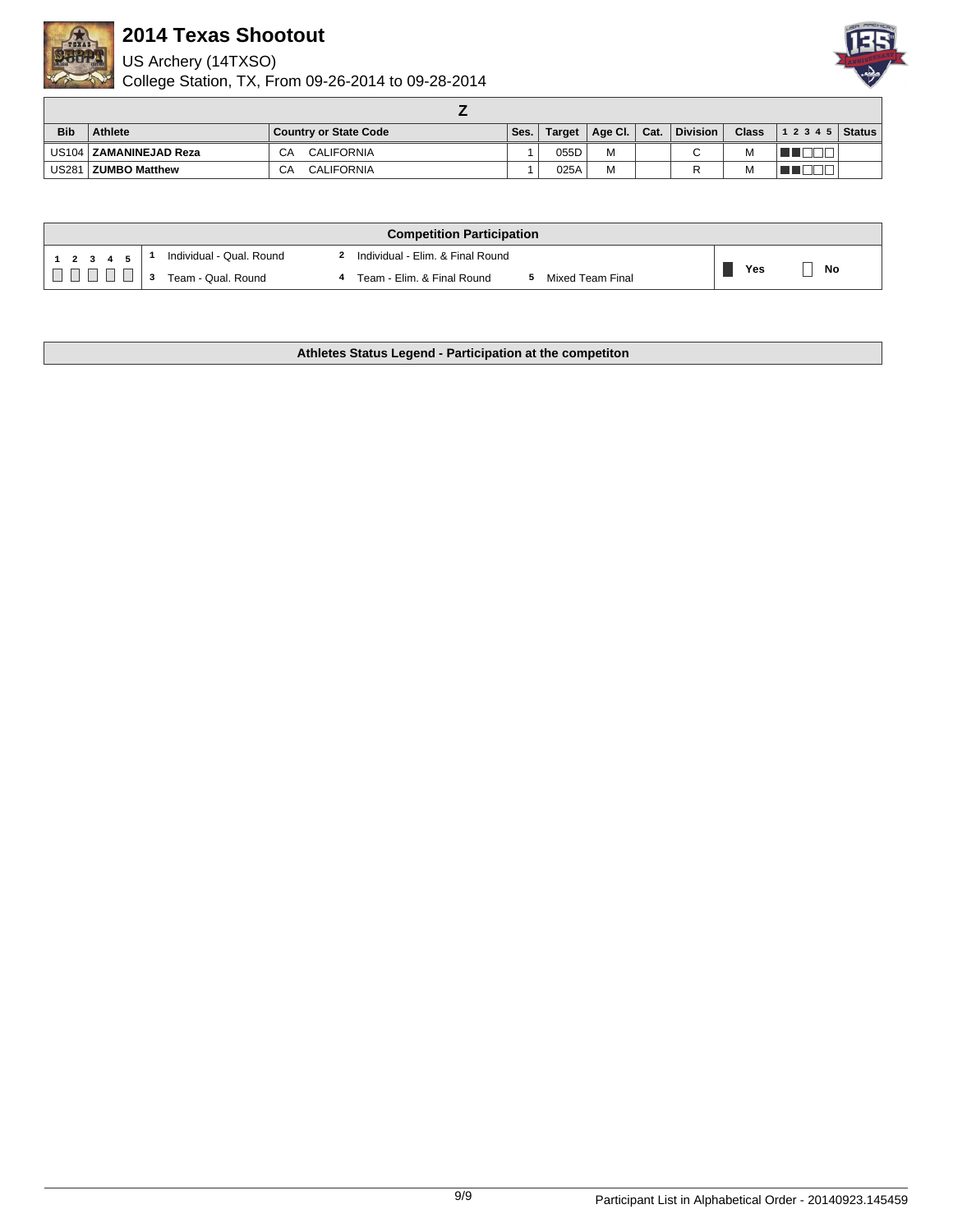# 2014 Texas Shootout

US Archery (14TXSO)

College Station, TX, From 09-26-2014 to 09-28-2014

## Z

| Bib | Athlete | Country or State Code | Ses. | Target | Age Cl. | Cat. | Division | Class | 1 2 3 4 5 | Status |
|---|---|---|---|---|---|---|---|---|---|---|
| US104 | **ZAMANINEJAD Reza** | CA CALIFORNIA | 1 | 055D | M | | C | M | ■■□□□ | |
| US281 | **ZUMBO Matthew** | CA CALIFORNIA | 1 | 025A | M | | R | M | ■■□□□ | |

**Competition Participation**

| 1 2 3 4 5 | | | | |
|---|---|---|---|---|
| □□□□□ | 1 Individual - Qual. Round | 2 Individual - Elim. & Final Round | | ■ Yes □ No |
| | 3 Team - Qual. Round | 4 Team - Elim. & Final Round | 5 Mixed Team Final | |

**Athletes Status Legend - Participation at the competiton**

Participant List in Alphabetical Order - 20140923.145459